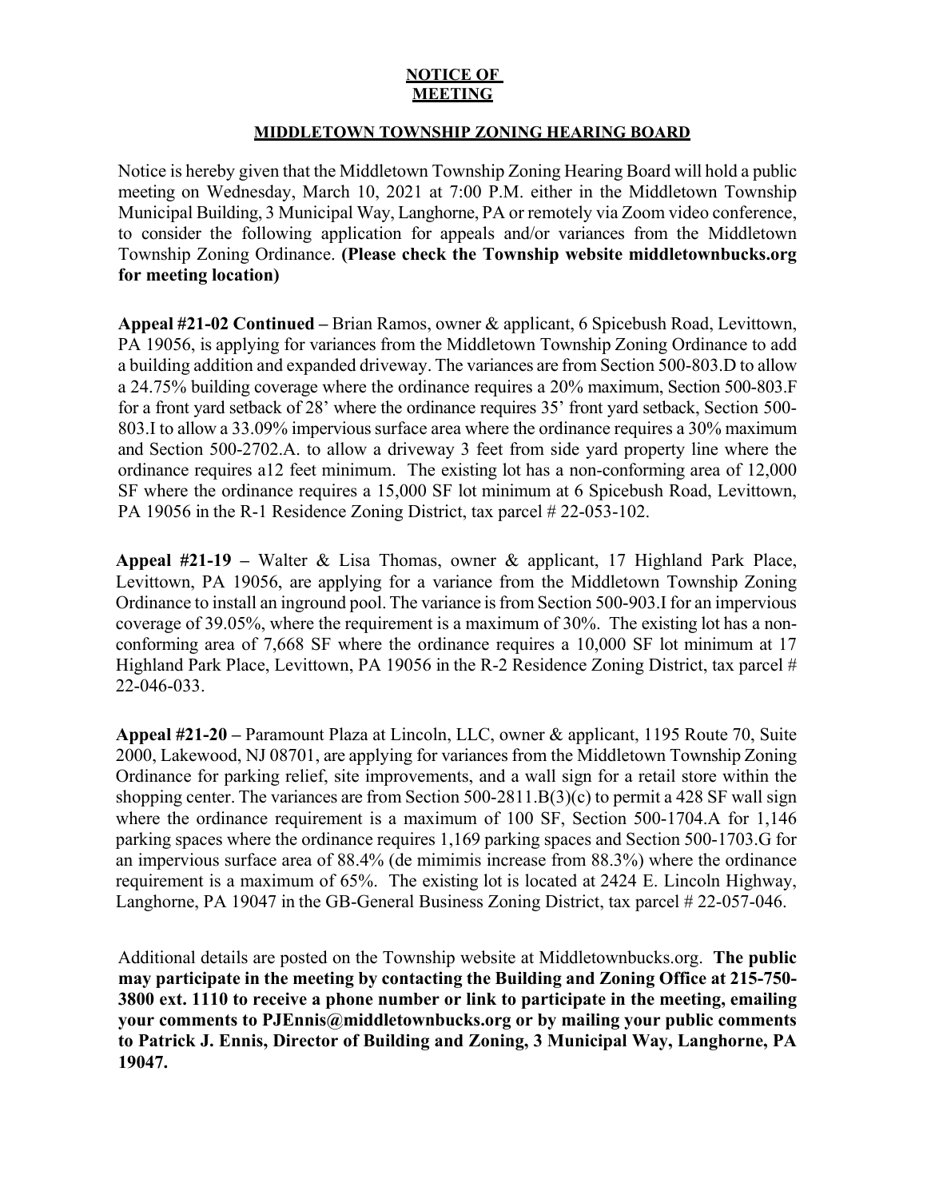# NOTICE OF MEETING

## MIDDLETOWN TOWNSHIP ZONING HEARING BOARD

Notice is hereby given that the Middletown Township Zoning Hearing Board will hold a public meeting on Wednesday, March 10, 2021 at 7:00 P.M. either in the Middletown Township Municipal Building, 3 Municipal Way, Langhorne, PA or remotely via Zoom video conference, to consider the following application for appeals and/or variances from the Middletown Township Zoning Ordinance. **(Please check the Township website middletownbucks.org for meeting location)**

**Appeal #21-02 Continued –** Brian Ramos, owner & applicant, 6 Spicebush Road, Levittown, PA 19056, is applying for variances from the Middletown Township Zoning Ordinance to add a building addition and expanded driveway. The variances are from Section 500-803.D to allow a 24.75% building coverage where the ordinance requires a 20% maximum, Section 500-803.F for a front yard setback of 28' where the ordinance requires 35' front yard setback, Section 500-803.I to allow a 33.09% impervious surface area where the ordinance requires a 30% maximum and Section 500-2702.A. to allow a driveway 3 feet from side yard property line where the ordinance requires a12 feet minimum. The existing lot has a non-conforming area of 12,000 SF where the ordinance requires a 15,000 SF lot minimum at 6 Spicebush Road, Levittown, PA 19056 in the R-1 Residence Zoning District, tax parcel # 22-053-102.

**Appeal #21-19 –** Walter & Lisa Thomas, owner & applicant, 17 Highland Park Place, Levittown, PA 19056, are applying for a variance from the Middletown Township Zoning Ordinance to install an inground pool. The variance is from Section 500-903.I for an impervious coverage of 39.05%, where the requirement is a maximum of 30%. The existing lot has a non-conforming area of 7,668 SF where the ordinance requires a 10,000 SF lot minimum at 17 Highland Park Place, Levittown, PA 19056 in the R-2 Residence Zoning District, tax parcel # 22-046-033.

**Appeal #21-20 –** Paramount Plaza at Lincoln, LLC, owner & applicant, 1195 Route 70, Suite 2000, Lakewood, NJ 08701, are applying for variances from the Middletown Township Zoning Ordinance for parking relief, site improvements, and a wall sign for a retail store within the shopping center. The variances are from Section 500-2811.B(3)(c) to permit a 428 SF wall sign where the ordinance requirement is a maximum of 100 SF, Section 500-1704.A for 1,146 parking spaces where the ordinance requires 1,169 parking spaces and Section 500-1703.G for an impervious surface area of 88.4% (de mimimis increase from 88.3%) where the ordinance requirement is a maximum of 65%. The existing lot is located at 2424 E. Lincoln Highway, Langhorne, PA 19047 in the GB-General Business Zoning District, tax parcel # 22-057-046.

Additional details are posted on the Township website at Middletownbucks.org. **The public may participate in the meeting by contacting the Building and Zoning Office at 215-750-3800 ext. 1110 to receive a phone number or link to participate in the meeting, emailing your comments to PJEnnis@middletownbucks.org or by mailing your public comments to Patrick J. Ennis, Director of Building and Zoning, 3 Municipal Way, Langhorne, PA 19047.**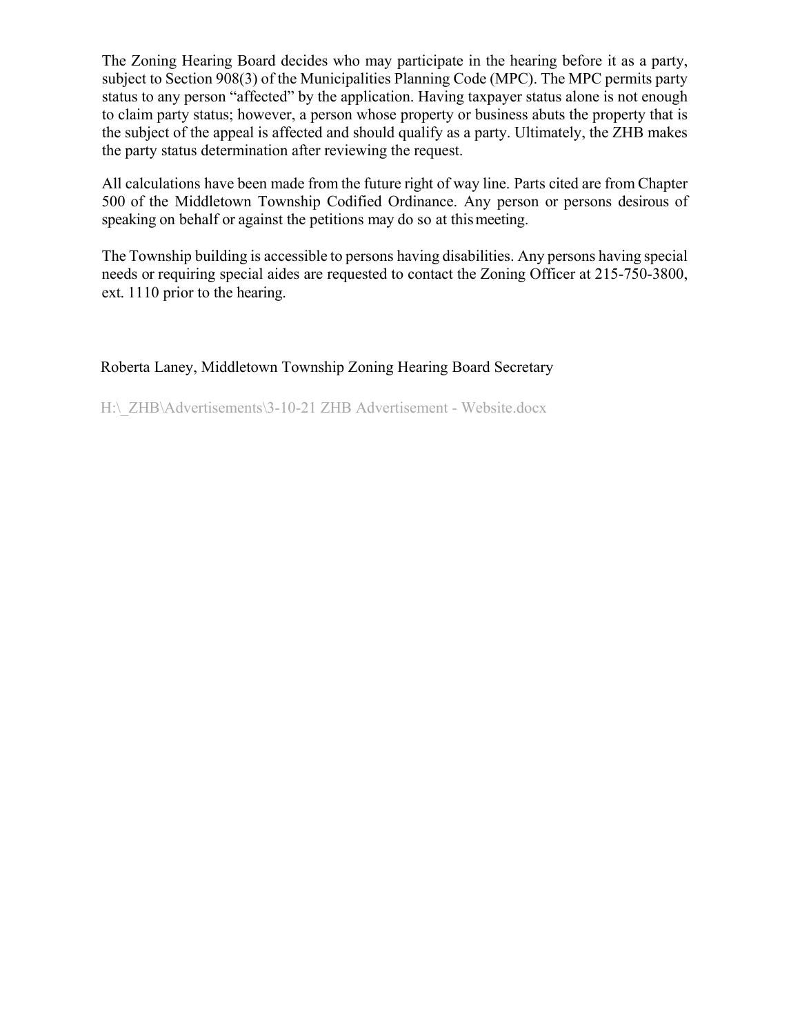The Zoning Hearing Board decides who may participate in the hearing before it as a party, subject to Section 908(3) of the Municipalities Planning Code (MPC). The MPC permits party status to any person "affected" by the application. Having taxpayer status alone is not enough to claim party status; however, a person whose property or business abuts the property that is the subject of the appeal is affected and should qualify as a party. Ultimately, the ZHB makes the party status determination after reviewing the request.

All calculations have been made from the future right of way line. Parts cited are from Chapter 500 of the Middletown Township Codified Ordinance. Any person or persons desirous of speaking on behalf or against the petitions may do so at this meeting.

The Township building is accessible to persons having disabilities. Any persons having special needs or requiring special aides are requested to contact the Zoning Officer at 215-750-3800, ext. 1110 prior to the hearing.

Roberta Laney, Middletown Township Zoning Hearing Board Secretary

H:\_ZHB\Advertisements\3-10-21 ZHB Advertisement - Website.docx